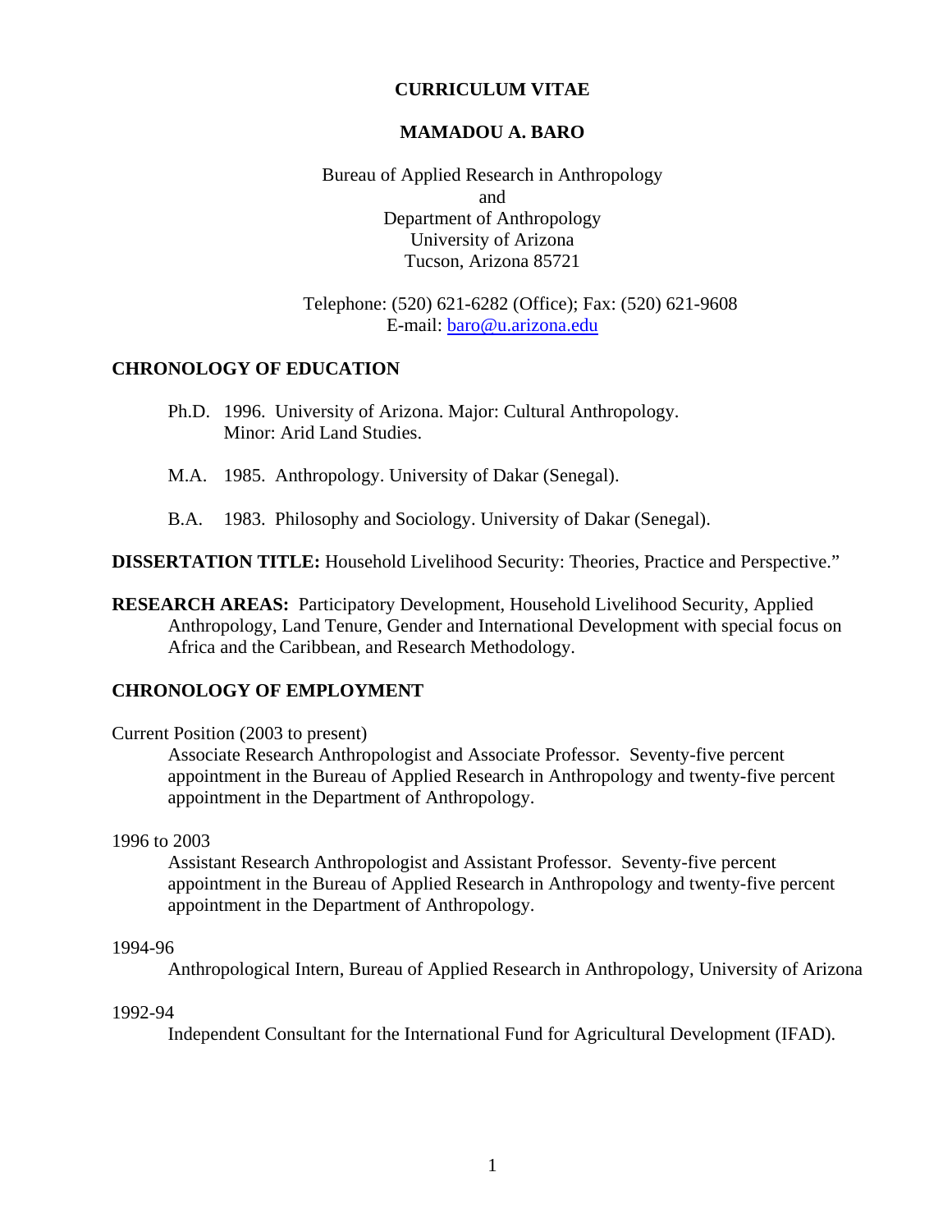# CURRICULUM VITAE

## MAMADOU A. BARO

Bureau of Applied Research in Anthropology
and
Department of Anthropology
University of Arizona
Tucson, Arizona 85721

Telephone: (520) 621-6282 (Office); Fax: (520) 621-9608
E-mail: baro@u.arizona.edu

## CHRONOLOGY OF EDUCATION

Ph.D. 1996. University of Arizona. Major: Cultural Anthropology. Minor: Arid Land Studies.

M.A. 1985. Anthropology. University of Dakar (Senegal).

B.A. 1983. Philosophy and Sociology. University of Dakar (Senegal).

**DISSERTATION TITLE:** Household Livelihood Security: Theories, Practice and Perspective."

**RESEARCH AREAS:** Participatory Development, Household Livelihood Security, Applied Anthropology, Land Tenure, Gender and International Development with special focus on Africa and the Caribbean, and Research Methodology.

## CHRONOLOGY OF EMPLOYMENT

Current Position (2003 to present)

Associate Research Anthropologist and Associate Professor. Seventy-five percent appointment in the Bureau of Applied Research in Anthropology and twenty-five percent appointment in the Department of Anthropology.

1996 to 2003

Assistant Research Anthropologist and Assistant Professor. Seventy-five percent appointment in the Bureau of Applied Research in Anthropology and twenty-five percent appointment in the Department of Anthropology.

1994-96

Anthropological Intern, Bureau of Applied Research in Anthropology, University of Arizona

1992-94

Independent Consultant for the International Fund for Agricultural Development (IFAD).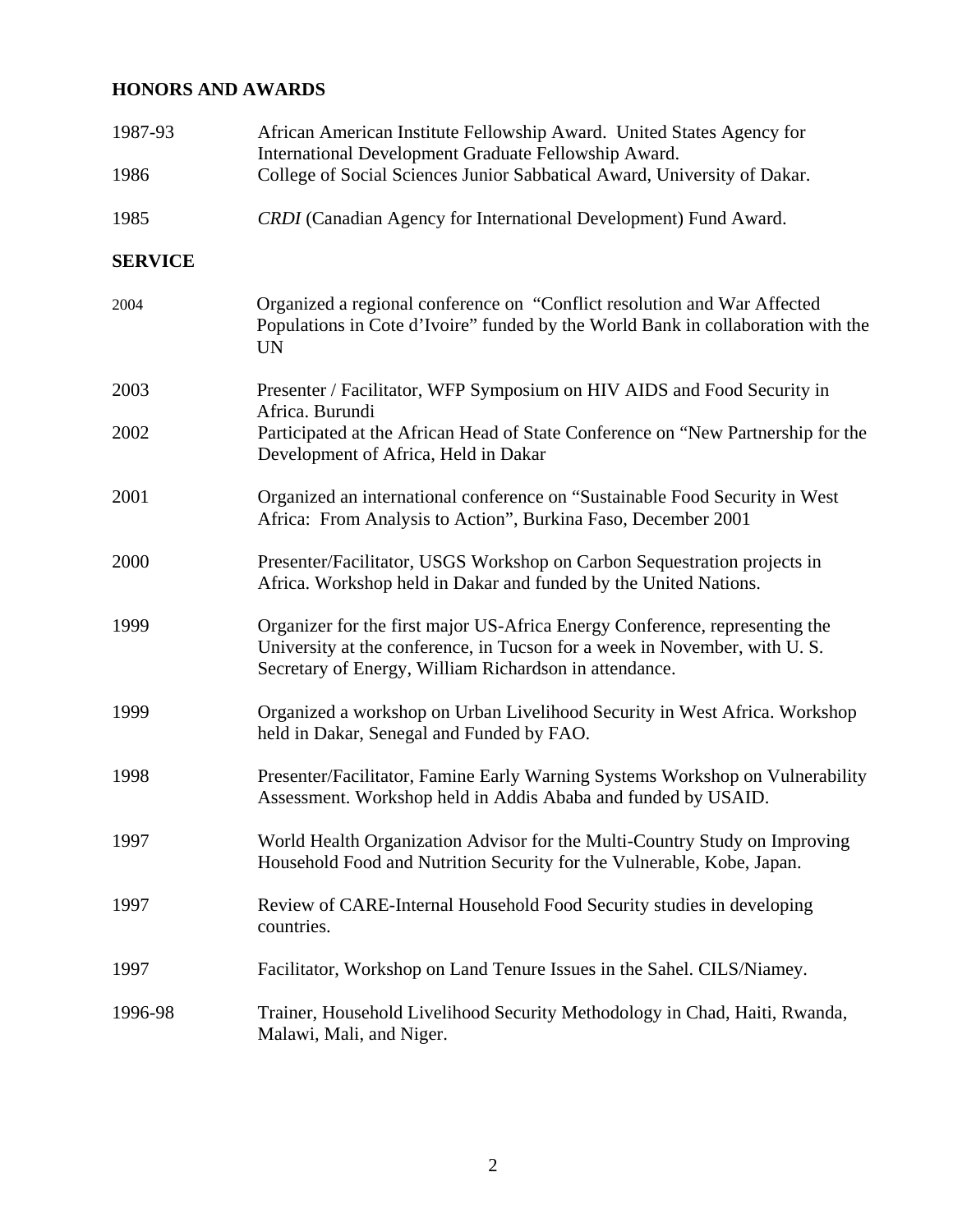## HONORS AND AWARDS

| | |
|---|---|
| 1987-93 | African American Institute Fellowship Award. United States Agency for International Development Graduate Fellowship Award. |
| 1986 | College of Social Sciences Junior Sabbatical Award, University of Dakar. |
| 1985 | *CRDI* (Canadian Agency for International Development) Fund Award. |

## SERVICE

| | |
|---|---|
| 2004 | Organized a regional conference on "Conflict resolution and War Affected Populations in Cote d'Ivoire" funded by the World Bank in collaboration with the UN |
| 2003 | Presenter / Facilitator, WFP Symposium on HIV AIDS and Food Security in Africa. Burundi |
| 2002 | Participated at the African Head of State Conference on "New Partnership for the Development of Africa, Held in Dakar |
| 2001 | Organized an international conference on "Sustainable Food Security in West Africa: From Analysis to Action", Burkina Faso, December 2001 |
| 2000 | Presenter/Facilitator, USGS Workshop on Carbon Sequestration projects in Africa. Workshop held in Dakar and funded by the United Nations. |
| 1999 | Organizer for the first major US-Africa Energy Conference, representing the University at the conference, in Tucson for a week in November, with U. S. Secretary of Energy, William Richardson in attendance. |
| 1999 | Organized a workshop on Urban Livelihood Security in West Africa. Workshop held in Dakar, Senegal and Funded by FAO. |
| 1998 | Presenter/Facilitator, Famine Early Warning Systems Workshop on Vulnerability Assessment. Workshop held in Addis Ababa and funded by USAID. |
| 1997 | World Health Organization Advisor for the Multi-Country Study on Improving Household Food and Nutrition Security for the Vulnerable, Kobe, Japan. |
| 1997 | Review of CARE-Internal Household Food Security studies in developing countries. |
| 1997 | Facilitator, Workshop on Land Tenure Issues in the Sahel. CILS/Niamey. |
| 1996-98 | Trainer, Household Livelihood Security Methodology in Chad, Haiti, Rwanda, Malawi, Mali, and Niger. |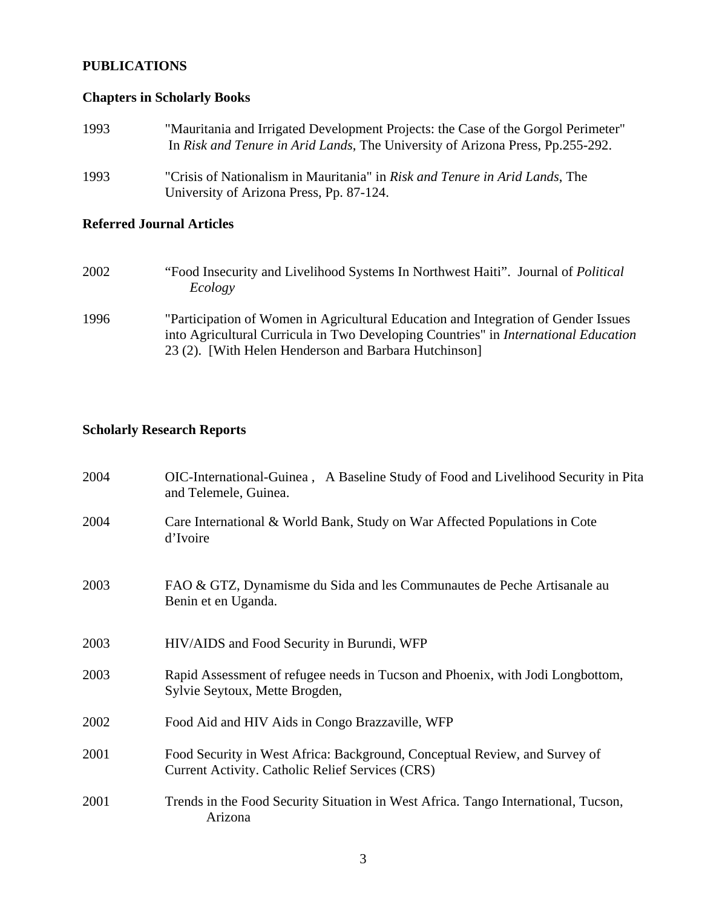## PUBLICATIONS

### Chapters in Scholarly Books

1993 "Mauritania and Irrigated Development Projects: the Case of the Gorgol Perimeter" In *Risk and Tenure in Arid Lands*, The University of Arizona Press, Pp.255-292.

1993 "Crisis of Nationalism in Mauritania" in *Risk and Tenure in Arid Lands*, The University of Arizona Press, Pp. 87-124.

### Referred Journal Articles

2002 "Food Insecurity and Livelihood Systems In Northwest Haiti". Journal of *Political Ecology*

1996 "Participation of Women in Agricultural Education and Integration of Gender Issues into Agricultural Curricula in Two Developing Countries" in *International Education* 23 (2). [With Helen Henderson and Barbara Hutchinson]

### Scholarly Research Reports

2004 OIC-International-Guinea , A Baseline Study of Food and Livelihood Security in Pita and Telemele, Guinea.

2004 Care International & World Bank, Study on War Affected Populations in Cote d'Ivoire

2003 FAO & GTZ, Dynamisme du Sida and les Communautes de Peche Artisanale au Benin et en Uganda.

2003 HIV/AIDS and Food Security in Burundi, WFP

2003 Rapid Assessment of refugee needs in Tucson and Phoenix, with Jodi Longbottom, Sylvie Seytoux, Mette Brogden,

2002 Food Aid and HIV Aids in Congo Brazzaville, WFP

2001 Food Security in West Africa: Background, Conceptual Review, and Survey of Current Activity. Catholic Relief Services (CRS)

2001 Trends in the Food Security Situation in West Africa. Tango International, Tucson, Arizona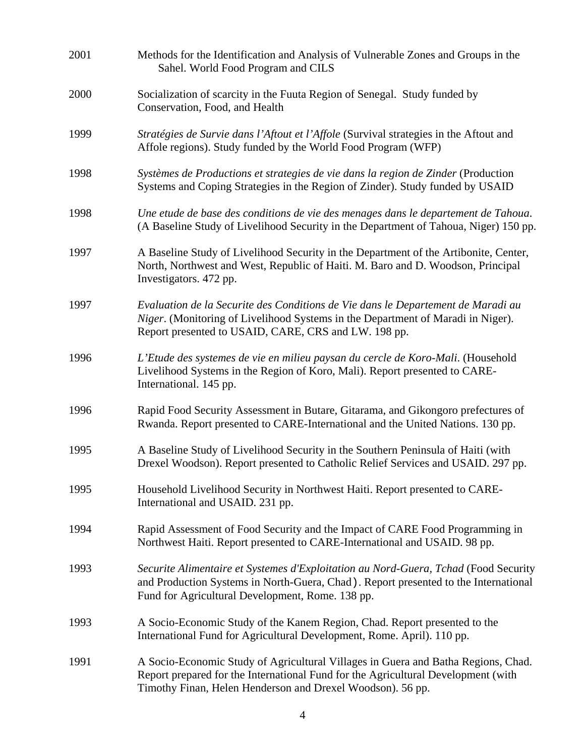2001 Methods for the Identification and Analysis of Vulnerable Zones and Groups in the Sahel. World Food Program and CILS

2000 Socialization of scarcity in the Fuuta Region of Senegal. Study funded by Conservation, Food, and Health

1999 *Stratégies de Survie dans l'Aftout et l'Affole* (Survival strategies in the Aftout and Affole regions). Study funded by the World Food Program (WFP)

1998 *Systèmes de Productions et strategies de vie dans la region de Zinder* (Production Systems and Coping Strategies in the Region of Zinder). Study funded by USAID

1998 *Une etude de base des conditions de vie des menages dans le departement de Tahoua*. (A Baseline Study of Livelihood Security in the Department of Tahoua, Niger) 150 pp.

1997 A Baseline Study of Livelihood Security in the Department of the Artibonite, Center, North, Northwest and West, Republic of Haiti. M. Baro and D. Woodson, Principal Investigators. 472 pp.

1997 *Evaluation de la Securite des Conditions de Vie dans le Departement de Maradi au Niger*. (Monitoring of Livelihood Systems in the Department of Maradi in Niger). Report presented to USAID, CARE, CRS and LW. 198 pp.

1996 *L'Etude des systemes de vie en milieu paysan du cercle de Koro-Mali*. (Household Livelihood Systems in the Region of Koro, Mali). Report presented to CARE-International. 145 pp.

1996 Rapid Food Security Assessment in Butare, Gitarama, and Gikongoro prefectures of Rwanda. Report presented to CARE-International and the United Nations. 130 pp.

1995 A Baseline Study of Livelihood Security in the Southern Peninsula of Haiti (with Drexel Woodson). Report presented to Catholic Relief Services and USAID. 297 pp.

1995 Household Livelihood Security in Northwest Haiti. Report presented to CARE-International and USAID. 231 pp.

1994 Rapid Assessment of Food Security and the Impact of CARE Food Programming in Northwest Haiti. Report presented to CARE-International and USAID. 98 pp.

1993 *Securite Alimentaire et Systemes d'Exploitation au Nord-Guera, Tchad* (Food Security and Production Systems in North-Guera, Chad). Report presented to the International Fund for Agricultural Development, Rome. 138 pp.

1993 A Socio-Economic Study of the Kanem Region, Chad. Report presented to the International Fund for Agricultural Development, Rome. April). 110 pp.

1991 A Socio-Economic Study of Agricultural Villages in Guera and Batha Regions, Chad. Report prepared for the International Fund for the Agricultural Development (with Timothy Finan, Helen Henderson and Drexel Woodson). 56 pp.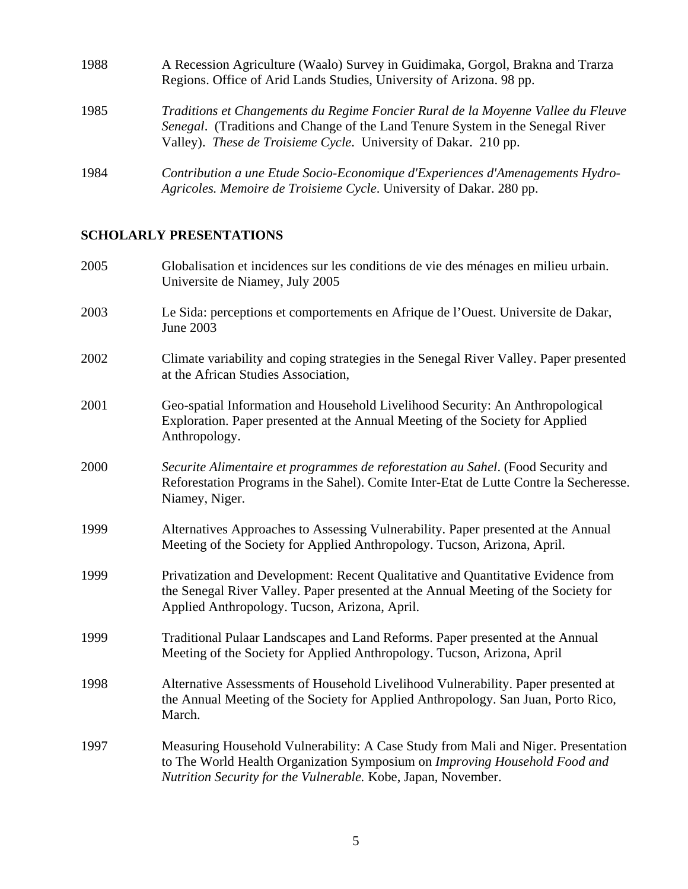1988 A Recession Agriculture (Waalo) Survey in Guidimaka, Gorgol, Brakna and Trarza Regions. Office of Arid Lands Studies, University of Arizona. 98 pp.

1985 *Traditions et Changements du Regime Foncier Rural de la Moyenne Vallee du Fleuve Senegal*. (Traditions and Change of the Land Tenure System in the Senegal River Valley). *These de Troisieme Cycle*. University of Dakar. 210 pp.

1984 *Contribution a une Etude Socio-Economique d'Experiences d'Amenagements Hydro-Agricoles. Memoire de Troisieme Cycle*. University of Dakar. 280 pp.

## SCHOLARLY PRESENTATIONS

2005 Globalisation et incidences sur les conditions de vie des ménages en milieu urbain. Universite de Niamey, July 2005

2003 Le Sida: perceptions et comportements en Afrique de l'Ouest. Universite de Dakar, June 2003

2002 Climate variability and coping strategies in the Senegal River Valley. Paper presented at the African Studies Association,

2001 Geo-spatial Information and Household Livelihood Security: An Anthropological Exploration. Paper presented at the Annual Meeting of the Society for Applied Anthropology.

2000 *Securite Alimentaire et programmes de reforestation au Sahel*. (Food Security and Reforestation Programs in the Sahel). Comite Inter-Etat de Lutte Contre la Secheresse. Niamey, Niger.

1999 Alternatives Approaches to Assessing Vulnerability. Paper presented at the Annual Meeting of the Society for Applied Anthropology. Tucson, Arizona, April.

1999 Privatization and Development: Recent Qualitative and Quantitative Evidence from the Senegal River Valley. Paper presented at the Annual Meeting of the Society for Applied Anthropology. Tucson, Arizona, April.

1999 Traditional Pulaar Landscapes and Land Reforms. Paper presented at the Annual Meeting of the Society for Applied Anthropology. Tucson, Arizona, April

1998 Alternative Assessments of Household Livelihood Vulnerability. Paper presented at the Annual Meeting of the Society for Applied Anthropology. San Juan, Porto Rico, March.

1997 Measuring Household Vulnerability: A Case Study from Mali and Niger. Presentation to The World Health Organization Symposium on *Improving Household Food and Nutrition Security for the Vulnerable.* Kobe, Japan, November.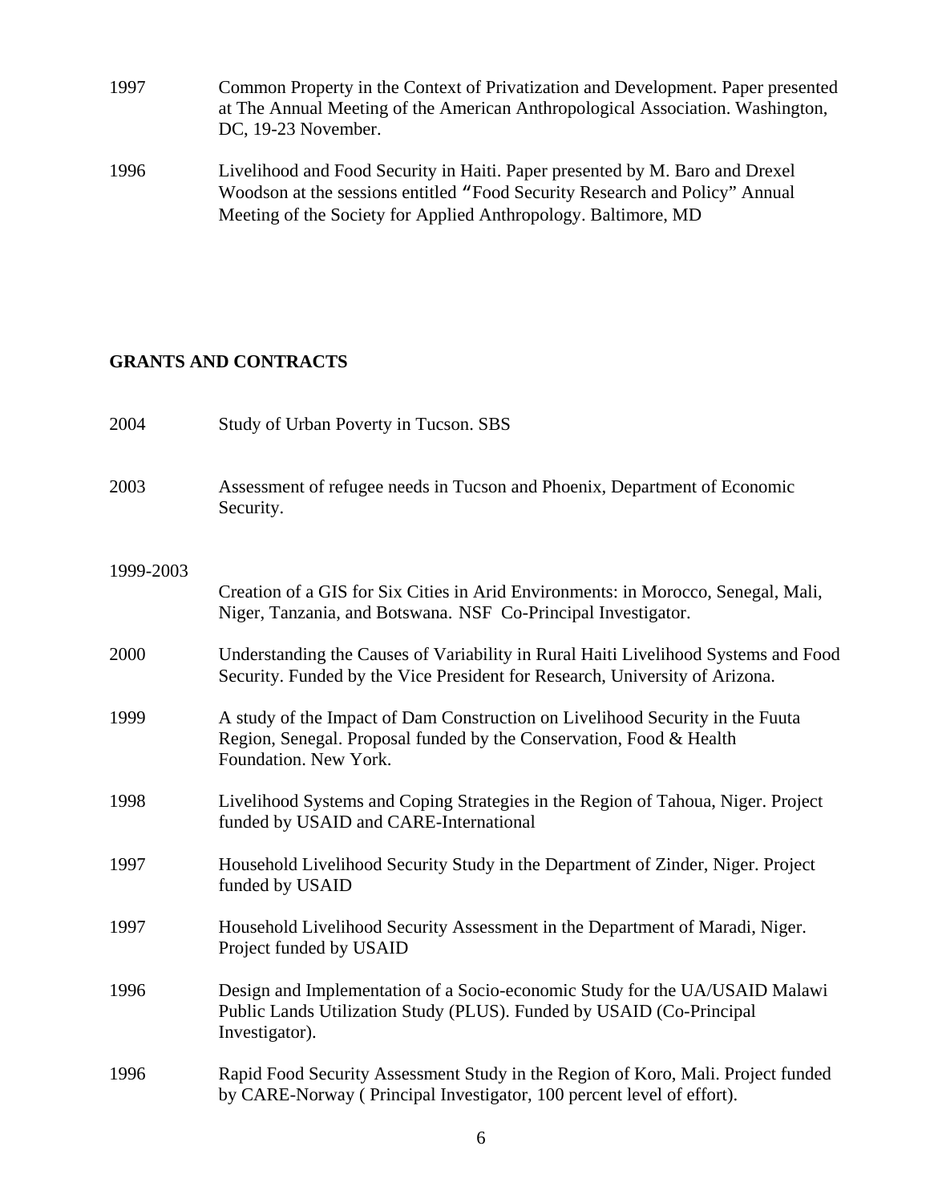1997 Common Property in the Context of Privatization and Development. Paper presented at The Annual Meeting of the American Anthropological Association. Washington, DC, 19-23 November.

1996 Livelihood and Food Security in Haiti. Paper presented by M. Baro and Drexel Woodson at the sessions entitled "Food Security Research and Policy" Annual Meeting of the Society for Applied Anthropology. Baltimore, MD

## GRANTS AND CONTRACTS

2004 Study of Urban Poverty in Tucson. SBS

2003 Assessment of refugee needs in Tucson and Phoenix, Department of Economic Security.

1999-2003 Creation of a GIS for Six Cities in Arid Environments: in Morocco, Senegal, Mali, Niger, Tanzania, and Botswana. NSF Co-Principal Investigator.

2000 Understanding the Causes of Variability in Rural Haiti Livelihood Systems and Food Security. Funded by the Vice President for Research, University of Arizona.

1999 A study of the Impact of Dam Construction on Livelihood Security in the Fuuta Region, Senegal. Proposal funded by the Conservation, Food & Health Foundation. New York.

1998 Livelihood Systems and Coping Strategies in the Region of Tahoua, Niger. Project funded by USAID and CARE-International

1997 Household Livelihood Security Study in the Department of Zinder, Niger. Project funded by USAID

1997 Household Livelihood Security Assessment in the Department of Maradi, Niger. Project funded by USAID

1996 Design and Implementation of a Socio-economic Study for the UA/USAID Malawi Public Lands Utilization Study (PLUS). Funded by USAID (Co-Principal Investigator).

1996 Rapid Food Security Assessment Study in the Region of Koro, Mali. Project funded by CARE-Norway ( Principal Investigator, 100 percent level of effort).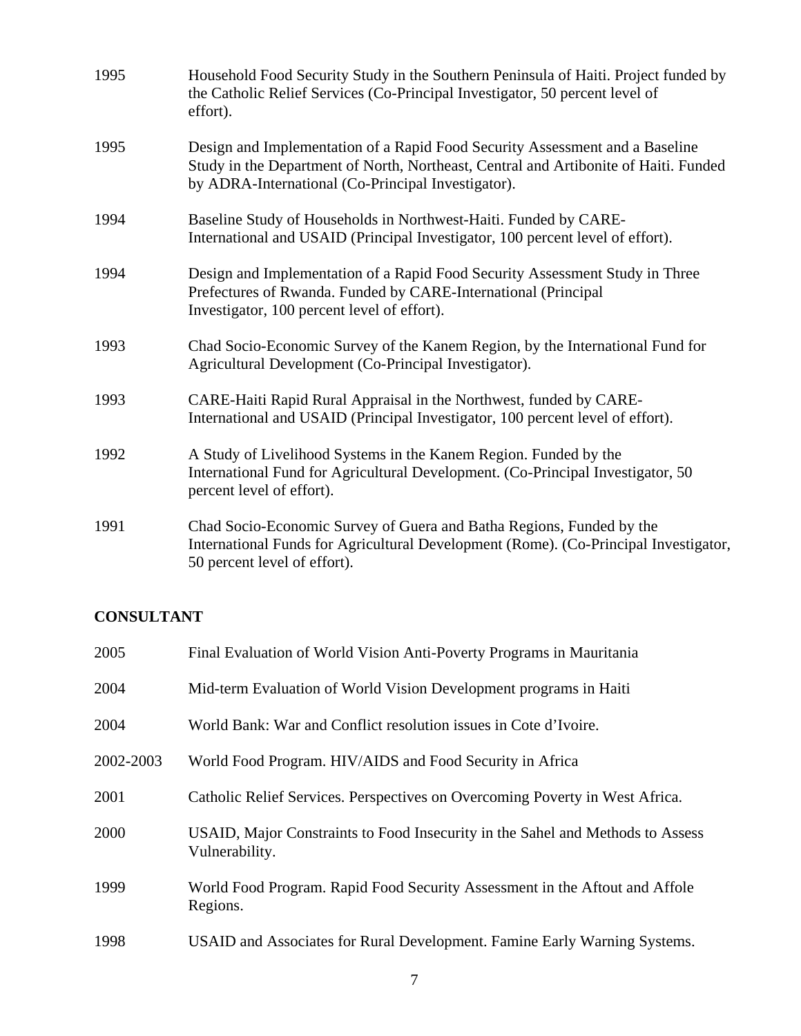1995 Household Food Security Study in the Southern Peninsula of Haiti. Project funded by the Catholic Relief Services (Co-Principal Investigator, 50 percent level of effort).

1995 Design and Implementation of a Rapid Food Security Assessment and a Baseline Study in the Department of North, Northeast, Central and Artibonite of Haiti. Funded by ADRA-International (Co-Principal Investigator).

1994 Baseline Study of Households in Northwest-Haiti. Funded by CARE-International and USAID (Principal Investigator, 100 percent level of effort).

1994 Design and Implementation of a Rapid Food Security Assessment Study in Three Prefectures of Rwanda. Funded by CARE-International (Principal Investigator, 100 percent level of effort).

1993 Chad Socio-Economic Survey of the Kanem Region, by the International Fund for Agricultural Development (Co-Principal Investigator).

1993 CARE-Haiti Rapid Rural Appraisal in the Northwest, funded by CARE-International and USAID (Principal Investigator, 100 percent level of effort).

1992 A Study of Livelihood Systems in the Kanem Region. Funded by the International Fund for Agricultural Development. (Co-Principal Investigator, 50 percent level of effort).

1991 Chad Socio-Economic Survey of Guera and Batha Regions, Funded by the International Funds for Agricultural Development (Rome). (Co-Principal Investigator, 50 percent level of effort).

**CONSULTANT**

2005 Final Evaluation of World Vision Anti-Poverty Programs in Mauritania

2004 Mid-term Evaluation of World Vision Development programs in Haiti

2004 World Bank: War and Conflict resolution issues in Cote d'Ivoire.

2002-2003 World Food Program. HIV/AIDS and Food Security in Africa

2001 Catholic Relief Services. Perspectives on Overcoming Poverty in West Africa.

2000 USAID, Major Constraints to Food Insecurity in the Sahel and Methods to Assess Vulnerability.

1999 World Food Program. Rapid Food Security Assessment in the Aftout and Affole Regions.

1998 USAID and Associates for Rural Development. Famine Early Warning Systems.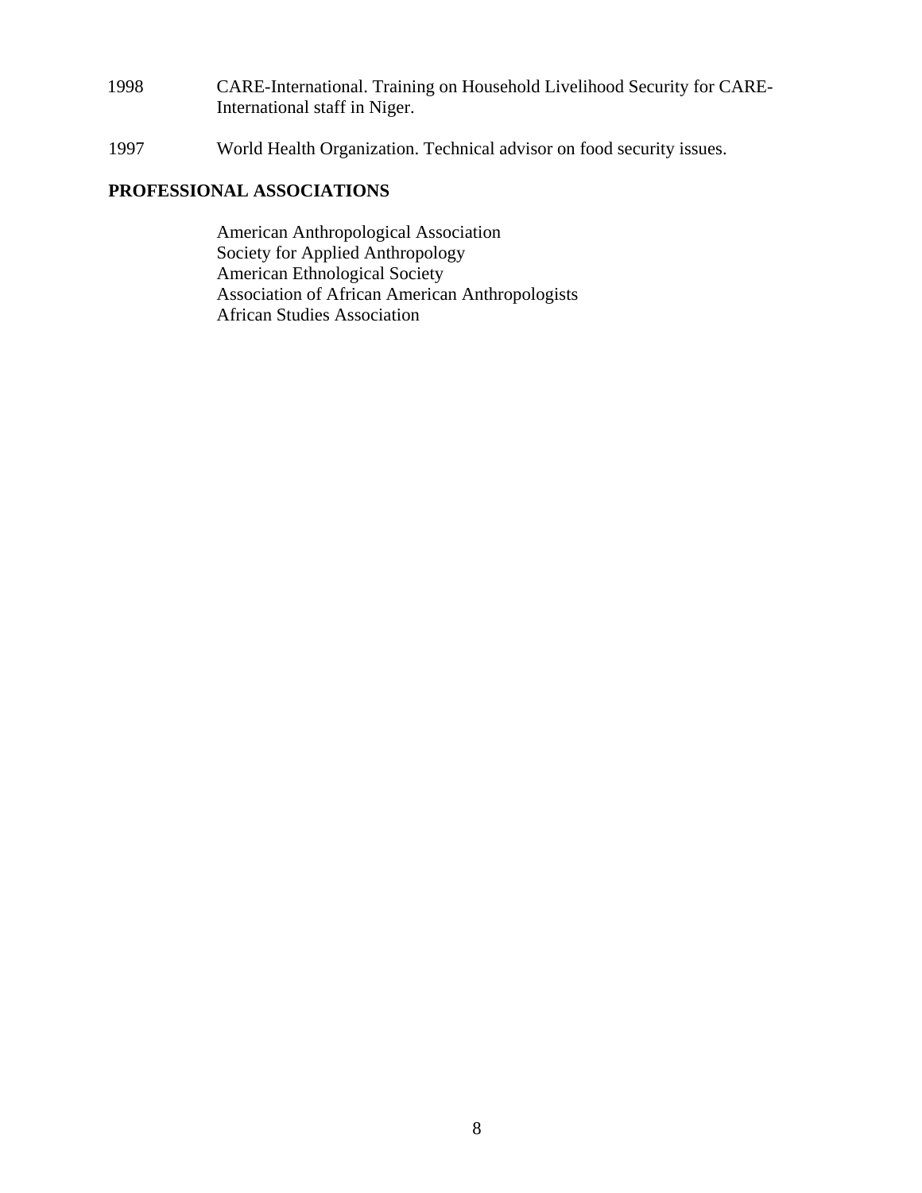1998 CARE-International. Training on Household Livelihood Security for CARE-International staff in Niger.

1997 World Health Organization. Technical advisor on food security issues.

## PROFESSIONAL ASSOCIATIONS

American Anthropological Association
Society for Applied Anthropology
American Ethnological Society
Association of African American Anthropologists
African Studies Association